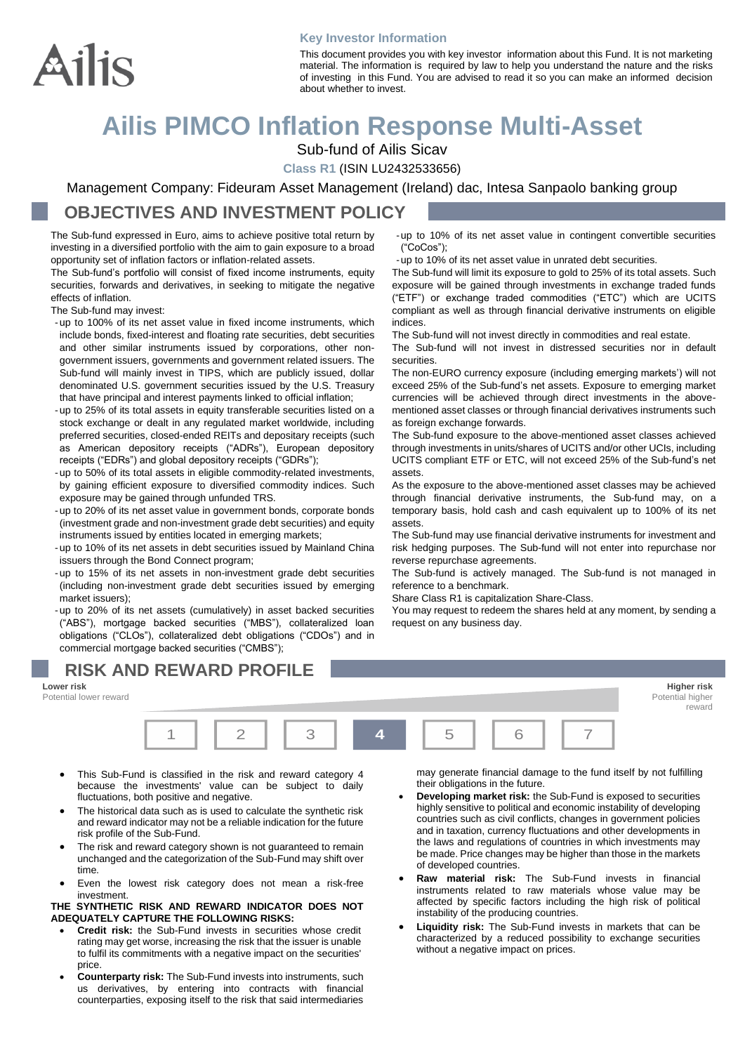Ailis

**Key Investor Information**

This document provides you with key investor information about this Fund. It is not marketing material. The information is required by law to help you understand the nature and the risks of investing in this Fund. You are advised to read it so you can make an informed decision about whether to invest.

# Ailis PIMCO Inflation Response Multi-Asset

Sub-fund of Ailis Sicav

**Class R1** (ISIN LU2432533656)

Management Company: Fideuram Asset Management (Ireland) dac, Intesa Sanpaolo banking group

## OBJECTIVES AND INVESTMENT POLICY

The Sub-fund expressed in Euro, aims to achieve positive total return by investing in a diversified portfolio with the aim to gain exposure to a broad opportunity set of inflation factors or inflation-related assets.

The Sub-fund's portfolio will consist of fixed income instruments, equity securities, forwards and derivatives, in seeking to mitigate the negative effects of inflation.

The Sub-fund may invest:

- up to 100% of its net asset value in fixed income instruments, which include bonds, fixed-interest and floating rate securities, debt securities and other similar instruments issued by corporations, other non-government issuers, governments and government related issuers. The Sub-fund will mainly invest in TIPS, which are publicly issued, dollar denominated U.S. government securities issued by the U.S. Treasury that have principal and interest payments linked to official inflation;
- up to 25% of its total assets in equity transferable securities listed on a stock exchange or dealt in any regulated market worldwide, including preferred securities, closed-ended REITs and depositary receipts (such as American depository receipts ("ADRs"), European depository receipts ("EDRs") and global depository receipts ("GDRs");
- up to 50% of its total assets in eligible commodity-related investments, by gaining efficient exposure to diversified commodity indices. Such exposure may be gained through unfunded TRS.
- up to 20% of its net asset value in government bonds, corporate bonds (investment grade and non-investment grade debt securities) and equity instruments issued by entities located in emerging markets;
- up to 10% of its net assets in debt securities issued by Mainland China issuers through the Bond Connect program;
- up to 15% of its net assets in non-investment grade debt securities (including non-investment grade debt securities issued by emerging market issuers);
- up to 20% of its net assets (cumulatively) in asset backed securities ("ABS"), mortgage backed securities ("MBS"), collateralized loan obligations ("CLOs"), collateralized debt obligations ("CDOs") and in commercial mortgage backed securities ("CMBS");
- up to 10% of its net asset value in contingent convertible securities ("CoCos");
- up to 10% of its net asset value in unrated debt securities.

The Sub-fund will limit its exposure to gold to 25% of its total assets. Such exposure will be gained through investments in exchange traded funds ("ETF") or exchange traded commodities ("ETC") which are UCITS compliant as well as through financial derivative instruments on eligible indices.

The Sub-fund will not invest directly in commodities and real estate.

The Sub-fund will not invest in distressed securities nor in default securities.

The non-EURO currency exposure (including emerging markets') will not exceed 25% of the Sub-fund's net assets. Exposure to emerging market currencies will be achieved through direct investments in the above-mentioned asset classes or through financial derivatives instruments such as foreign exchange forwards.

The Sub-fund exposure to the above-mentioned asset classes achieved through investments in units/shares of UCITS and/or other UCIs, including UCITS compliant ETF or ETC, will not exceed 25% of the Sub-fund's net assets.

As the exposure to the above-mentioned asset classes may be achieved through financial derivative instruments, the Sub-fund may, on a temporary basis, hold cash and cash equivalent up to 100% of its net assets.

The Sub-fund may use financial derivative instruments for investment and risk hedging purposes. The Sub-fund will not enter into repurchase nor reverse repurchase agreements.

The Sub-fund is actively managed. The Sub-fund is not managed in reference to a benchmark.

Share Class R1 is capitalization Share-Class.

You may request to redeem the shares held at any moment, by sending a request on any business day.

## RISK AND REWARD PROFILE

**Lower risk** — Potential lower reward | **Higher risk** — Potential higher reward

| 1 | 2 | 3 | **4** | 5 | 6 | 7 |
|---|---|---|---|---|---|---|

- This Sub-Fund is classified in the risk and reward category 4 because the investments' value can be subject to daily fluctuations, both positive and negative.
- The historical data such as is used to calculate the synthetic risk and reward indicator may not be a reliable indication for the future risk profile of the Sub-Fund.
- The risk and reward category shown is not guaranteed to remain unchanged and the categorization of the Sub-Fund may shift over time.
- Even the lowest risk category does not mean a risk-free investment.

**THE SYNTHETIC RISK AND REWARD INDICATOR DOES NOT ADEQUATELY CAPTURE THE FOLLOWING RISKS:**

- **Credit risk:** the Sub-Fund invests in securities whose credit rating may get worse, increasing the risk that the issuer is unable to fulfil its commitments with a negative impact on the securities' price.
- **Counterparty risk:** The Sub-Fund invests into instruments, such us derivatives, by entering into contracts with financial counterparties, exposing itself to the risk that said intermediaries may generate financial damage to the fund itself by not fulfilling their obligations in the future.
- **Developing market risk:** the Sub-Fund is exposed to securities highly sensitive to political and economic instability of developing countries such as civil conflicts, changes in government policies and in taxation, currency fluctuations and other developments in the laws and regulations of countries in which investments may be made. Price changes may be higher than those in the markets of developed countries.
- **Raw material risk:** The Sub-Fund invests in financial instruments related to raw materials whose value may be affected by specific factors including the high risk of political instability of the producing countries.
- **Liquidity risk:** The Sub-Fund invests in markets that can be characterized by a reduced possibility to exchange securities without a negative impact on prices.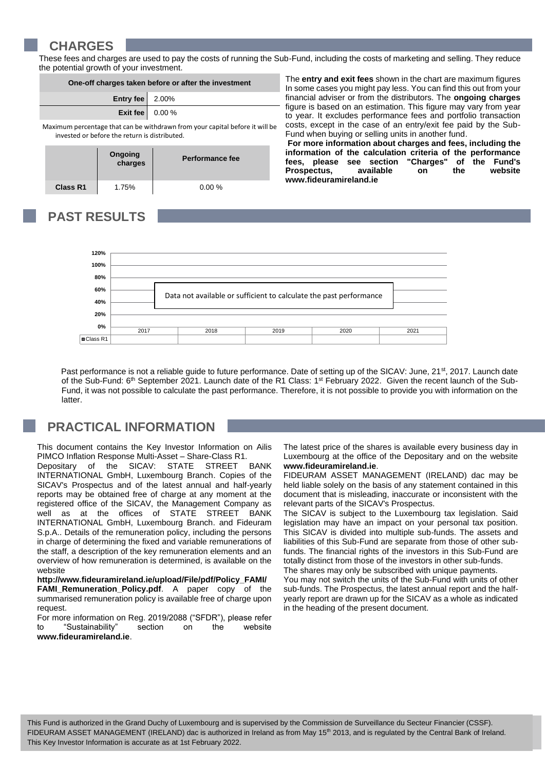## CHARGES

These fees and charges are used to pay the costs of running the Sub-Fund, including the costs of marketing and selling. They reduce the potential growth of your investment.

| One-off charges taken before or after the investment | |
|---|---|
| **Entry fee** | 2.00% |
| **Exit fee** | 0.00 % |

Maximum percentage that can be withdrawn from your capital before it will be invested or before the return is distributed.

| | Ongoing charges | Performance fee |
|---|---|---|
| **Class R1** | 1.75% | 0.00 % |

The **entry and exit fees** shown in the chart are maximum figures In some cases you might pay less. You can find this out from your financial adviser or from the distributors. The **ongoing charges** figure is based on an estimation. This figure may vary from year to year. It excludes performance fees and portfolio transaction costs, except in the case of an entry/exit fee paid by the Sub-Fund when buying or selling units in another fund.

**For more information about charges and fees, including the information of the calculation criteria of the performance fees, please see section "Charges" of the Fund's Prospectus, available on the website www.fideuramireland.ie**

## PAST RESULTS

120%
100%
80%
60%
40%
20%
0%

Data not available or sufficient to calculate the past performance

2017 2018 2019 2020 2021

Class R1

Past performance is not a reliable guide to future performance. Date of setting up of the SICAV: June, 21st, 2017. Launch date of the Sub-Fund: 6th September 2021. Launch date of the R1 Class: 1st February 2022. Given the recent launch of the Sub-Fund, it was not possible to calculate the past performance. Therefore, it is not possible to provide you with information on the latter.

## PRACTICAL INFORMATION

This document contains the Key Investor Information on Ailis PIMCO Inflation Response Multi-Asset – Share-Class R1.

Depositary of the SICAV: STATE STREET BANK INTERNATIONAL GmbH, Luxembourg Branch. Copies of the SICAV's Prospectus and of the latest annual and half-yearly reports may be obtained free of charge at any moment at the registered office of the SICAV, the Management Company as well as at the offices of STATE STREET BANK INTERNATIONAL GmbH, Luxembourg Branch. and Fideuram S.p.A.. Details of the remuneration policy, including the persons in charge of determining the fixed and variable remunerations of the staff, a description of the key remuneration elements and an overview of how remuneration is determined, is available on the website **http://www.fideuramireland.ie/upload/File/pdf/Policy_FAMI/FAMI_Remuneration_Policy.pdf**. A paper copy of the summarised remuneration policy is available free of charge upon request.

For more information on Reg. 2019/2088 ("SFDR"), please refer to "Sustainability" section on the website **www.fideuramireland.ie**.

The latest price of the shares is available every business day in Luxembourg at the office of the Depositary and on the website **www.fideuramireland.ie**.

FIDEURAM ASSET MANAGEMENT (IRELAND) dac may be held liable solely on the basis of any statement contained in this document that is misleading, inaccurate or inconsistent with the relevant parts of the SICAV's Prospectus.

The SICAV is subject to the Luxembourg tax legislation. Said legislation may have an impact on your personal tax position. This SICAV is divided into multiple sub-funds. The assets and liabilities of this Sub-Fund are separate from those of other sub-funds. The financial rights of the investors in this Sub-Fund are totally distinct from those of the investors in other sub-funds.

The shares may only be subscribed with unique payments.

You may not switch the units of the Sub-Fund with units of other sub-funds. The Prospectus, the latest annual report and the half-yearly report are drawn up for the SICAV as a whole as indicated in the heading of the present document.

This Fund is authorized in the Grand Duchy of Luxembourg and is supervised by the Commission de Surveillance du Secteur Financier (CSSF).
FIDEURAM ASSET MANAGEMENT (IRELAND) dac is authorized in Ireland as from May 15th 2013, and is regulated by the Central Bank of Ireland.
This Key Investor Information is accurate as at 1st February 2022.